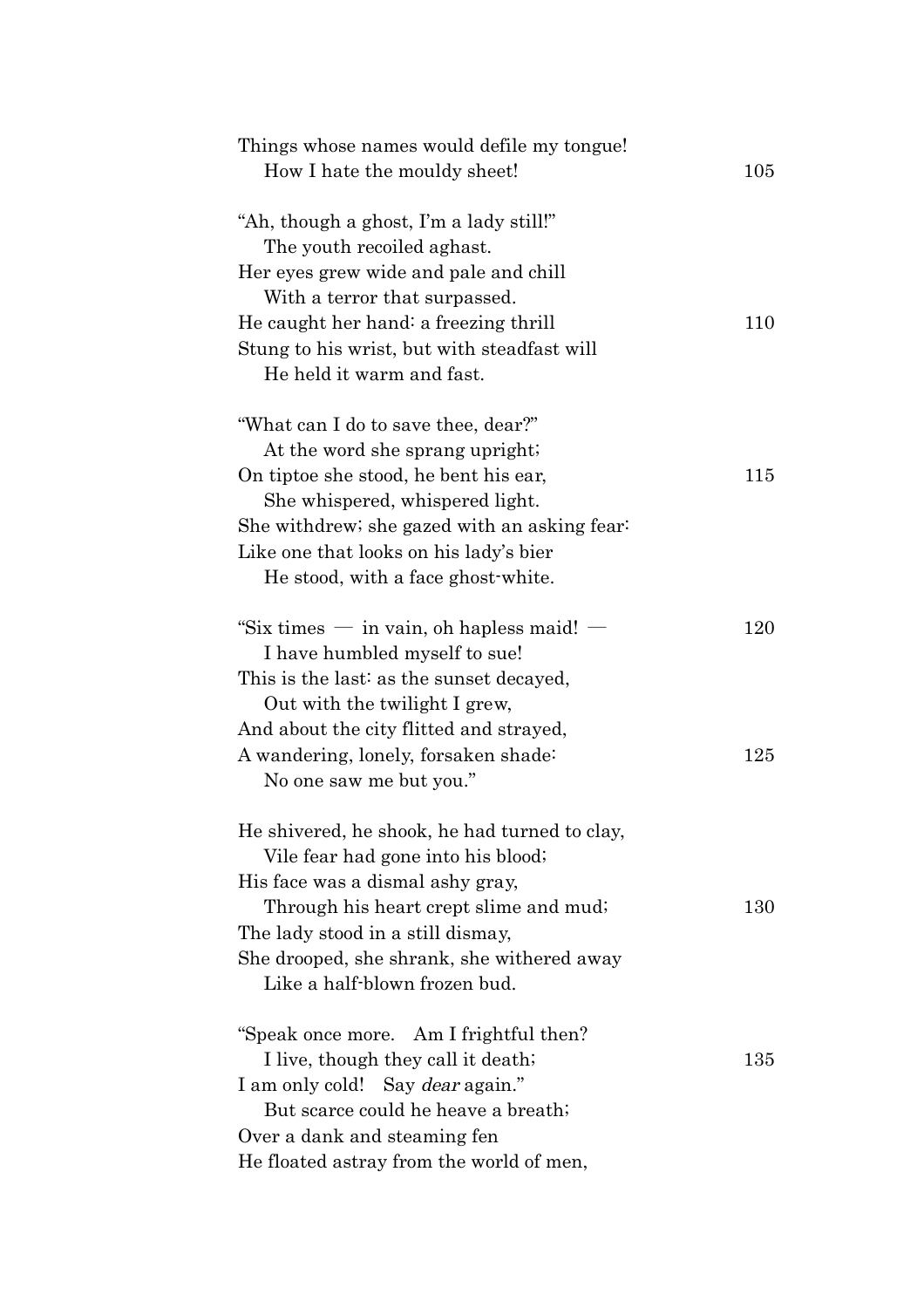Things whose names would defile my tongue!
   How I hate the mouldy sheet! 105

"Ah, though a ghost, I'm a lady still!"
   The youth recoiled aghast.
Her eyes grew wide and pale and chill
   With a terror that surpassed.
He caught her hand: a freezing thrill 110
Stung to his wrist, but with steadfast will
   He held it warm and fast.

"What can I do to save thee, dear?"
   At the word she sprang upright;
On tiptoe she stood, he bent his ear, 115
   She whispered, whispered light.
She withdrew; she gazed with an asking fear:
Like one that looks on his lady's bier
   He stood, with a face ghost-white.

"Six times — in vain, oh hapless maid! — 120
   I have humbled myself to sue!
This is the last: as the sunset decayed,
   Out with the twilight I grew,
And about the city flitted and strayed,
A wandering, lonely, forsaken shade: 125
   No one saw me but you."

He shivered, he shook, he had turned to clay,
   Vile fear had gone into his blood;
His face was a dismal ashy gray,
   Through his heart crept slime and mud; 130
The lady stood in a still dismay,
She drooped, she shrank, she withered away
   Like a half-blown frozen bud.

"Speak once more. Am I frightful then?
   I live, though they call it death; 135
I am only cold! Say *dear* again."
   But scarce could he heave a breath;
Over a dank and steaming fen
He floated astray from the world of men,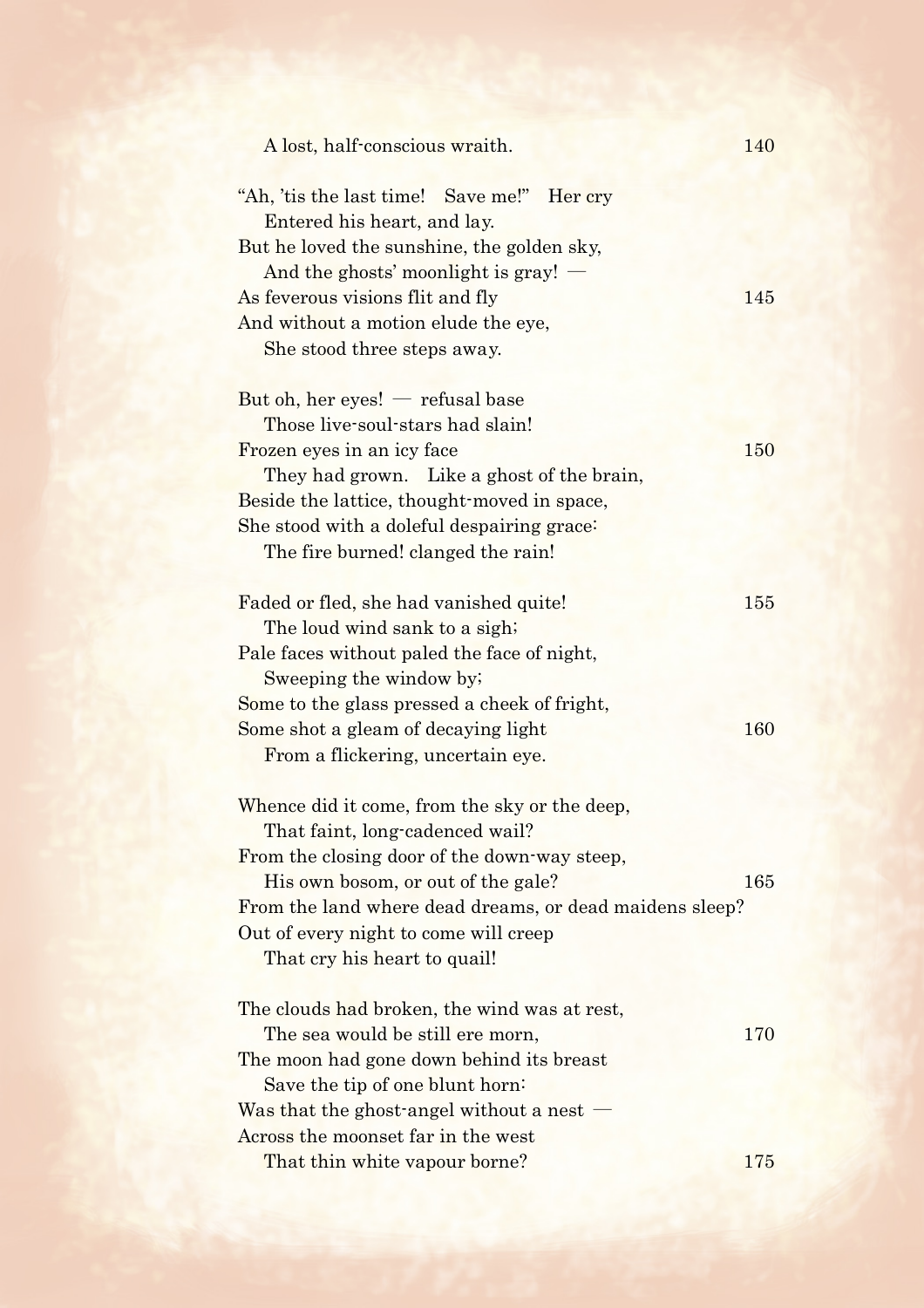A lost, half-conscious wraith. 140

"Ah, 'tis the last time! Save me!" Her cry
  Entered his heart, and lay.
But he loved the sunshine, the golden sky,
  And the ghosts' moonlight is gray! —
As feverous visions flit and fly 145
And without a motion elude the eye,
  She stood three steps away.

But oh, her eyes! — refusal base
  Those live-soul-stars had slain!
Frozen eyes in an icy face 150
  They had grown. Like a ghost of the brain,
Beside the lattice, thought-moved in space,
She stood with a doleful despairing grace:
  The fire burned! clanged the rain!

Faded or fled, she had vanished quite! 155
  The loud wind sank to a sigh;
Pale faces without paled the face of night,
  Sweeping the window by;
Some to the glass pressed a cheek of fright,
Some shot a gleam of decaying light 160
  From a flickering, uncertain eye.

Whence did it come, from the sky or the deep,
  That faint, long-cadenced wail?
From the closing door of the down-way steep,
  His own bosom, or out of the gale? 165
From the land where dead dreams, or dead maidens sleep?
Out of every night to come will creep
  That cry his heart to quail!

The clouds had broken, the wind was at rest,
  The sea would be still ere morn, 170
The moon had gone down behind its breast
  Save the tip of one blunt horn:
Was that the ghost-angel without a nest —
Across the moonset far in the west
  That thin white vapour borne? 175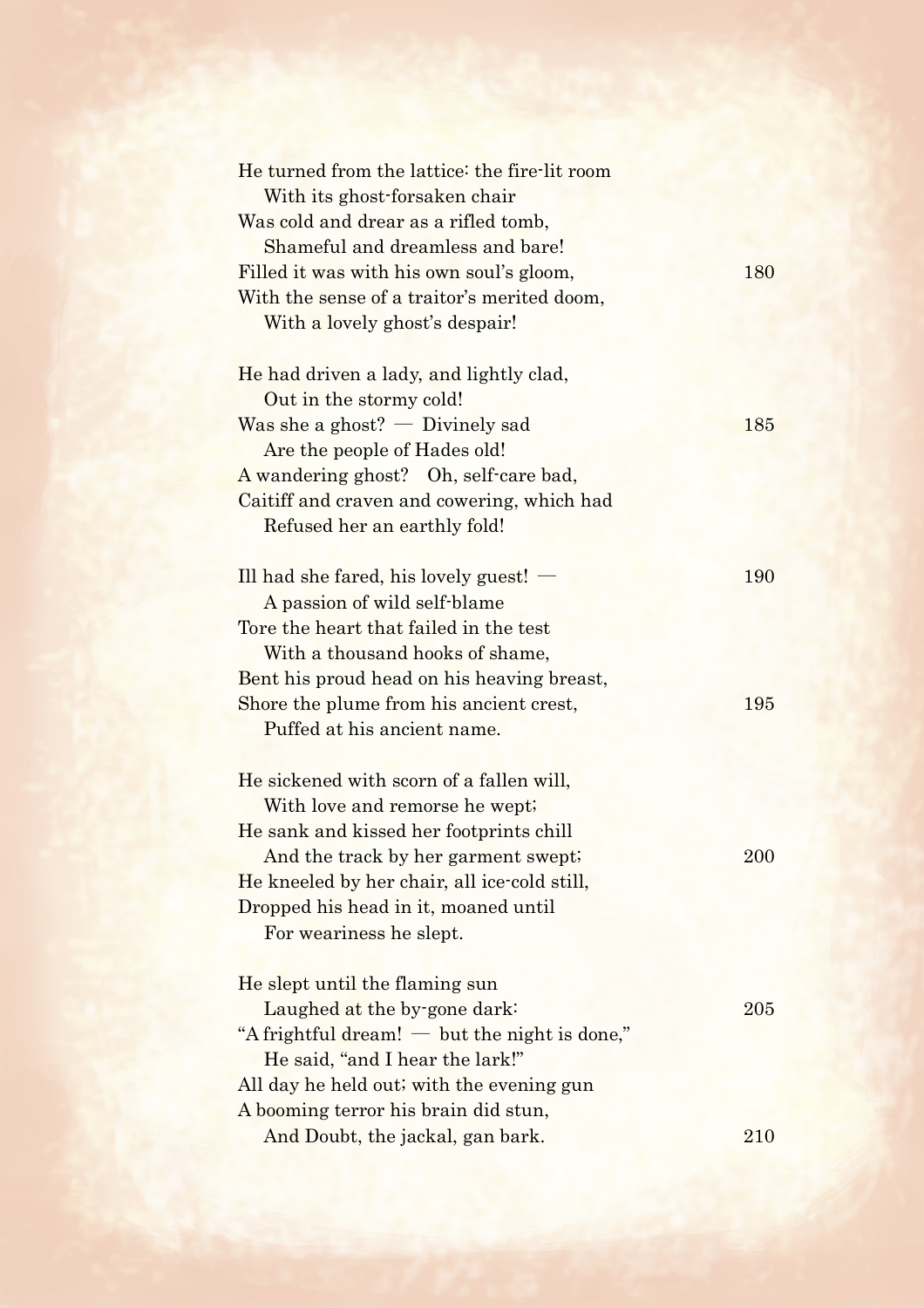He turned from the lattice: the fire-lit room
   With its ghost-forsaken chair
Was cold and drear as a rifled tomb,
   Shameful and dreamless and bare!
Filled it was with his own soul's gloom, 180
With the sense of a traitor's merited doom,
   With a lovely ghost's despair!

He had driven a lady, and lightly clad,
   Out in the stormy cold!
Was she a ghost? — Divinely sad 185
   Are the people of Hades old!
A wandering ghost? Oh, self-care bad,
Caitiff and craven and cowering, which had
   Refused her an earthly fold!

Ill had she fared, his lovely guest! — 190
   A passion of wild self-blame
Tore the heart that failed in the test
   With a thousand hooks of shame,
Bent his proud head on his heaving breast,
Shore the plume from his ancient crest, 195
   Puffed at his ancient name.

He sickened with scorn of a fallen will,
   With love and remorse he wept;
He sank and kissed her footprints chill
   And the track by her garment swept; 200
He kneeled by her chair, all ice-cold still,
Dropped his head in it, moaned until
   For weariness he slept.

He slept until the flaming sun
   Laughed at the by-gone dark: 205
"A frightful dream! — but the night is done,"
   He said, "and I hear the lark!"
All day he held out; with the evening gun
A booming terror his brain did stun,
   And Doubt, the jackal, gan bark. 210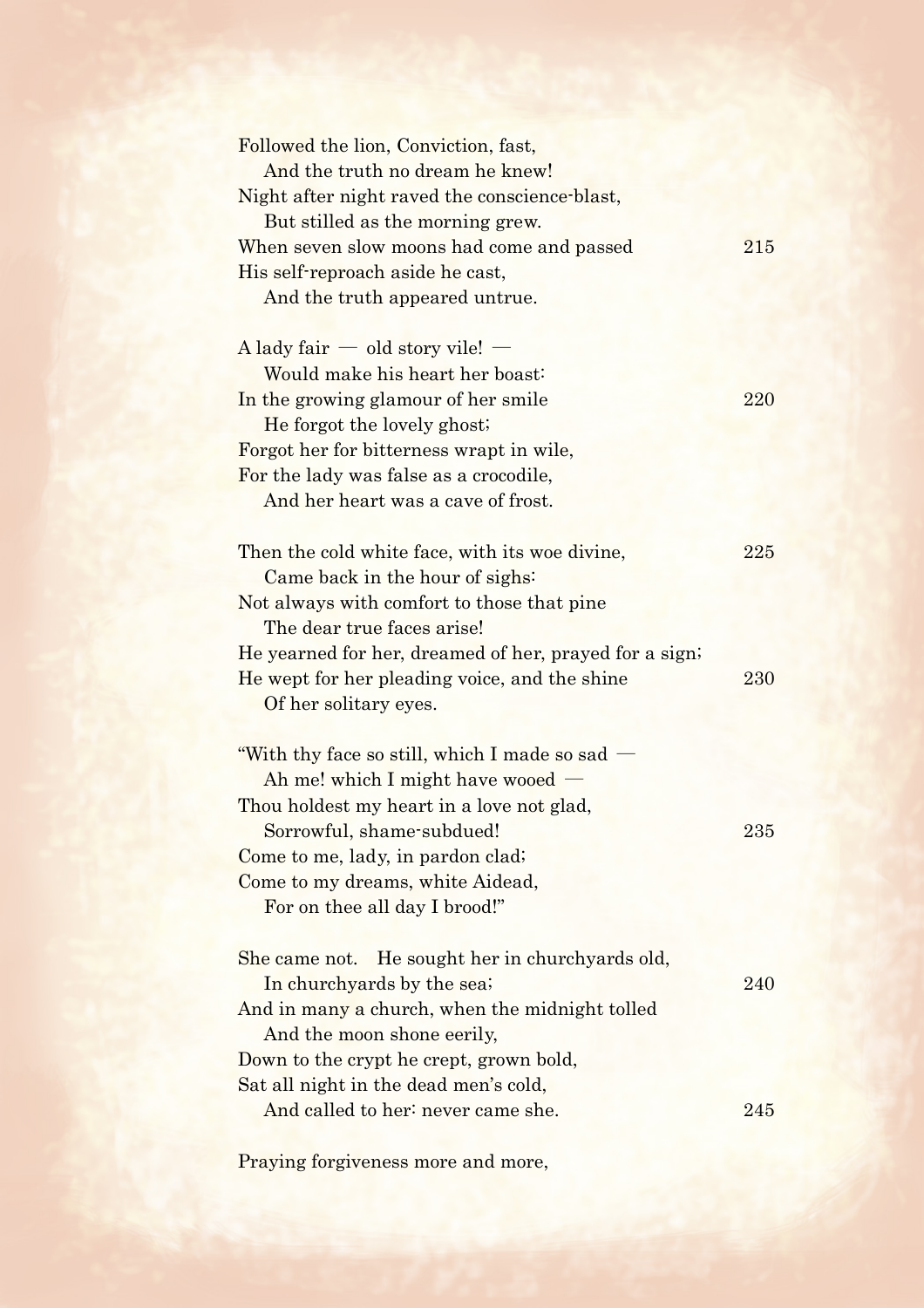Followed the lion, Conviction, fast,  
   And the truth no dream he knew!  
Night after night raved the conscience-blast,  
   But stilled as the morning grew.  
When seven slow moons had come and passed   215  
His self-reproach aside he cast,  
   And the truth appeared untrue.

A lady fair — old story vile! —  
   Would make his heart her boast:  
In the growing glamour of her smile   220  
   He forgot the lovely ghost;  
Forgot her for bitterness wrapt in wile,  
For the lady was false as a crocodile,  
   And her heart was a cave of frost.

Then the cold white face, with its woe divine,   225  
   Came back in the hour of sighs:  
Not always with comfort to those that pine  
   The dear true faces arise!  
He yearned for her, dreamed of her, prayed for a sign;  
He wept for her pleading voice, and the shine   230  
   Of her solitary eyes.

"With thy face so still, which I made so sad —  
   Ah me! which I might have wooed —  
Thou holdest my heart in a love not glad,  
   Sorrowful, shame-subdued!   235  
Come to me, lady, in pardon clad;  
Come to my dreams, white Aidead,  
   For on thee all day I brood!"

She came not. He sought her in churchyards old,  
   In churchyards by the sea;   240  
And in many a church, when the midnight tolled  
   And the moon shone eerily,  
Down to the crypt he crept, grown bold,  
Sat all night in the dead men's cold,  
   And called to her: never came she.   245

Praying forgiveness more and more,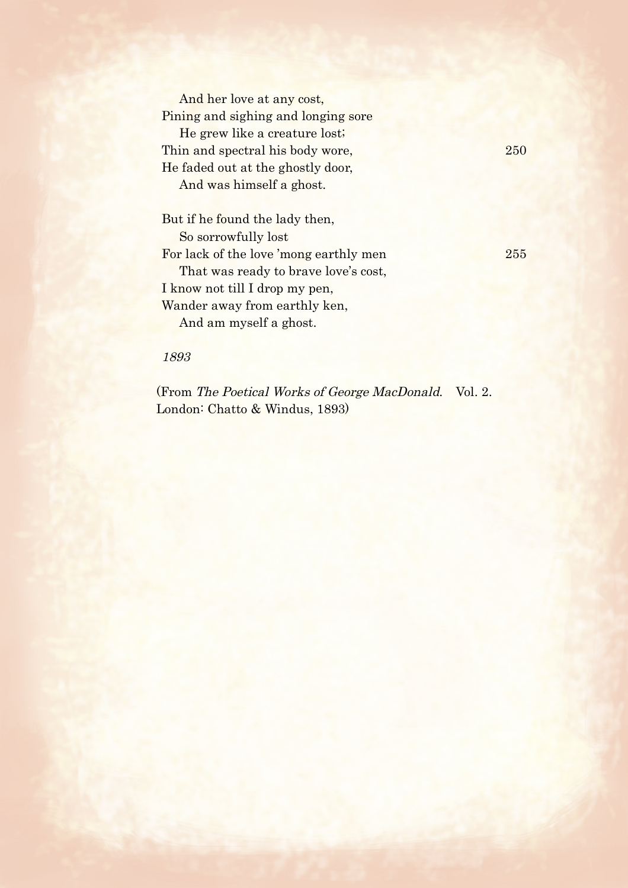And her love at any cost,  
Pining and sighing and longing sore  
He grew like a creature lost;  
Thin and spectral his body wore, 250  
He faded out at the ghostly door,  
And was himself a ghost.

But if he found the lady then,  
So sorrowfully lost  
For lack of the love 'mong earthly men 255  
That was ready to brave love's cost,  
I know not till I drop my pen,  
Wander away from earthly ken,  
And am myself a ghost.

*1893*

(From *The Poetical Works of George MacDonald*. Vol. 2. London: Chatto & Windus, 1893)